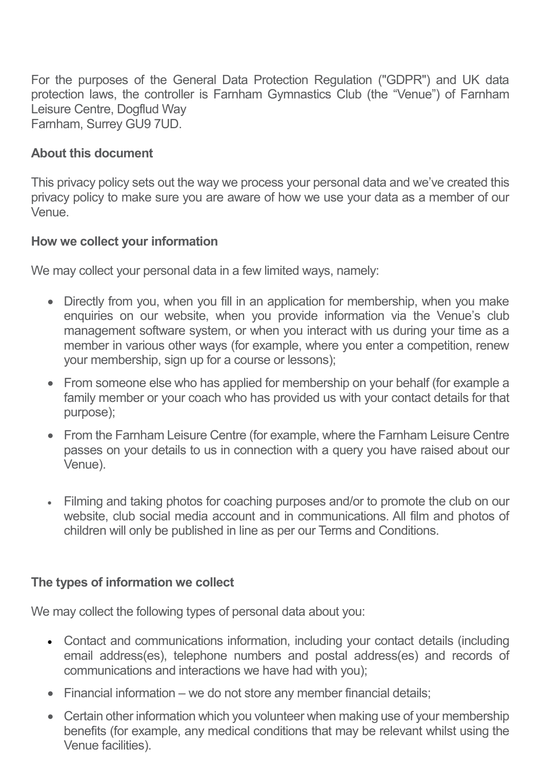For the purposes of the General Data Protection Regulation ("GDPR") and UK data protection laws, the controller is Farnham Gymnastics Club (the "Venue") of Farnham Leisure Centre, Dogflud Way
Farnham, Surrey GU9 7UD.

**About this document**

This privacy policy sets out the way we process your personal data and we've created this privacy policy to make sure you are aware of how we use your data as a member of our Venue.

**How we collect your information**

We may collect your personal data in a few limited ways, namely:

- Directly from you, when you fill in an application for membership, when you make enquiries on our website, when you provide information via the Venue's club management software system, or when you interact with us during your time as a member in various other ways (for example, where you enter a competition, renew your membership, sign up for a course or lessons);
- From someone else who has applied for membership on your behalf (for example a family member or your coach who has provided us with your contact details for that purpose);
- From the Farnham Leisure Centre (for example, where the Farnham Leisure Centre passes on your details to us in connection with a query you have raised about our Venue).
- Filming and taking photos for coaching purposes and/or to promote the club on our website, club social media account and in communications. All film and photos of children will only be published in line as per our Terms and Conditions.

**The types of information we collect**

We may collect the following types of personal data about you:

- Contact and communications information, including your contact details (including email address(es), telephone numbers and postal address(es) and records of communications and interactions we have had with you);
- Financial information – we do not store any member financial details;
- Certain other information which you volunteer when making use of your membership benefits (for example, any medical conditions that may be relevant whilst using the Venue facilities).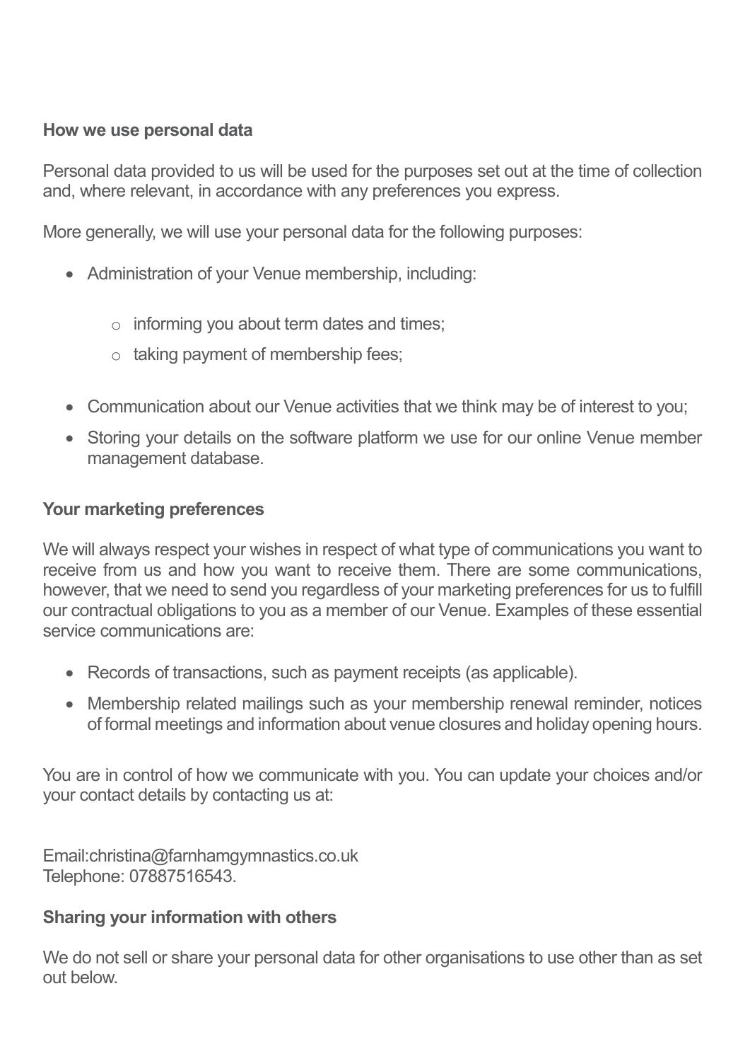## How we use personal data

Personal data provided to us will be used for the purposes set out at the time of collection and, where relevant, in accordance with any preferences you express.

More generally, we will use your personal data for the following purposes:

- Administration of your Venue membership, including:
    - informing you about term dates and times;
    - taking payment of membership fees;
- Communication about our Venue activities that we think may be of interest to you;
- Storing your details on the software platform we use for our online Venue member management database.

## Your marketing preferences

We will always respect your wishes in respect of what type of communications you want to receive from us and how you want to receive them. There are some communications, however, that we need to send you regardless of your marketing preferences for us to fulfill our contractual obligations to you as a member of our Venue. Examples of these essential service communications are:

- Records of transactions, such as payment receipts (as applicable).
- Membership related mailings such as your membership renewal reminder, notices of formal meetings and information about venue closures and holiday opening hours.

You are in control of how we communicate with you. You can update your choices and/or your contact details by contacting us at:

Email:christina@farnhamgymnastics.co.uk
Telephone: 07887516543.

## Sharing your information with others

We do not sell or share your personal data for other organisations to use other than as set out below.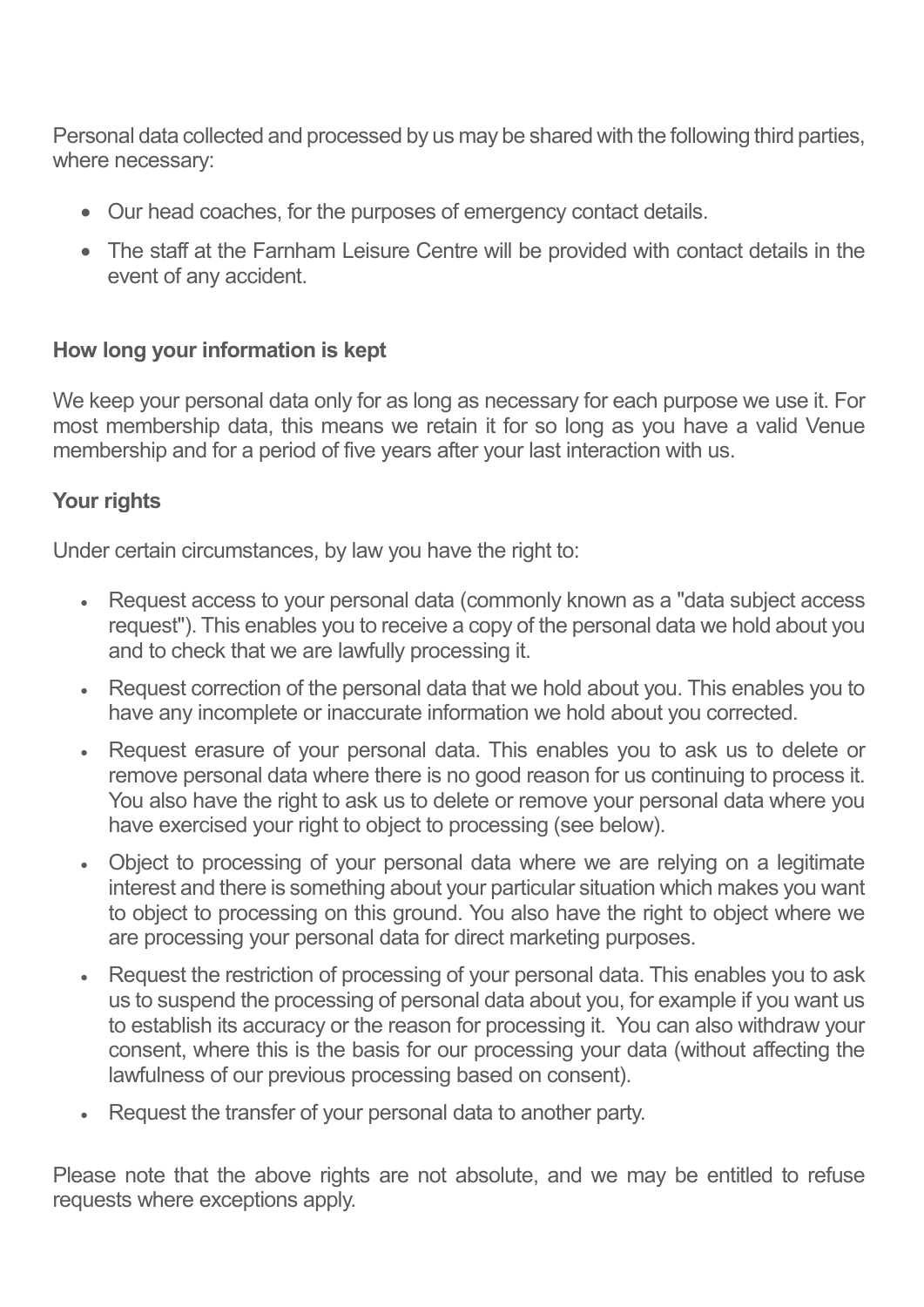Personal data collected and processed by us may be shared with the following third parties, where necessary:

- Our head coaches, for the purposes of emergency contact details.
- The staff at the Farnham Leisure Centre will be provided with contact details in the event of any accident.

**How long your information is kept**

We keep your personal data only for as long as necessary for each purpose we use it. For most membership data, this means we retain it for so long as you have a valid Venue membership and for a period of five years after your last interaction with us.

**Your rights**

Under certain circumstances, by law you have the right to:

- Request access to your personal data (commonly known as a "data subject access request"). This enables you to receive a copy of the personal data we hold about you and to check that we are lawfully processing it.
- Request correction of the personal data that we hold about you. This enables you to have any incomplete or inaccurate information we hold about you corrected.
- Request erasure of your personal data. This enables you to ask us to delete or remove personal data where there is no good reason for us continuing to process it. You also have the right to ask us to delete or remove your personal data where you have exercised your right to object to processing (see below).
- Object to processing of your personal data where we are relying on a legitimate interest and there is something about your particular situation which makes you want to object to processing on this ground. You also have the right to object where we are processing your personal data for direct marketing purposes.
- Request the restriction of processing of your personal data. This enables you to ask us to suspend the processing of personal data about you, for example if you want us to establish its accuracy or the reason for processing it. You can also withdraw your consent, where this is the basis for our processing your data (without affecting the lawfulness of our previous processing based on consent).
- Request the transfer of your personal data to another party.

Please note that the above rights are not absolute, and we may be entitled to refuse requests where exceptions apply.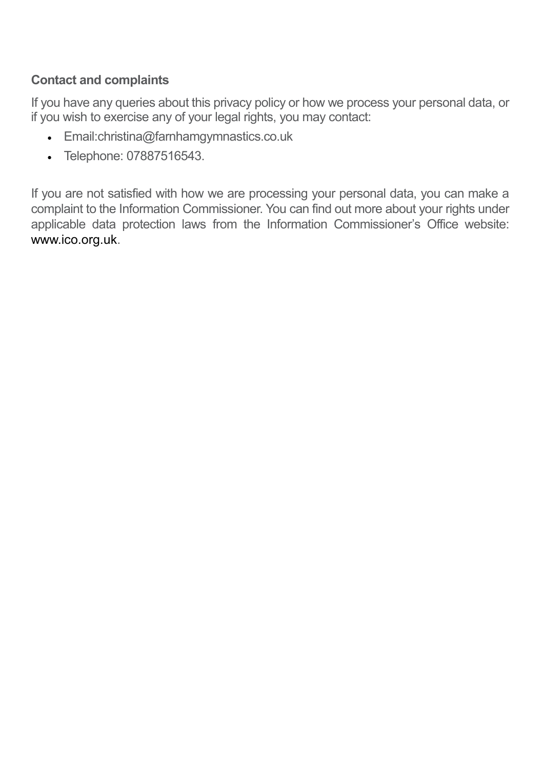**Contact and complaints**

If you have any queries about this privacy policy or how we process your personal data, or if you wish to exercise any of your legal rights, you may contact:

- Email:christina@farnhamgymnastics.co.uk
- Telephone: 07887516543.

If you are not satisfied with how we are processing your personal data, you can make a complaint to the Information Commissioner. You can find out more about your rights under applicable data protection laws from the Information Commissioner's Office website: www.ico.org.uk.